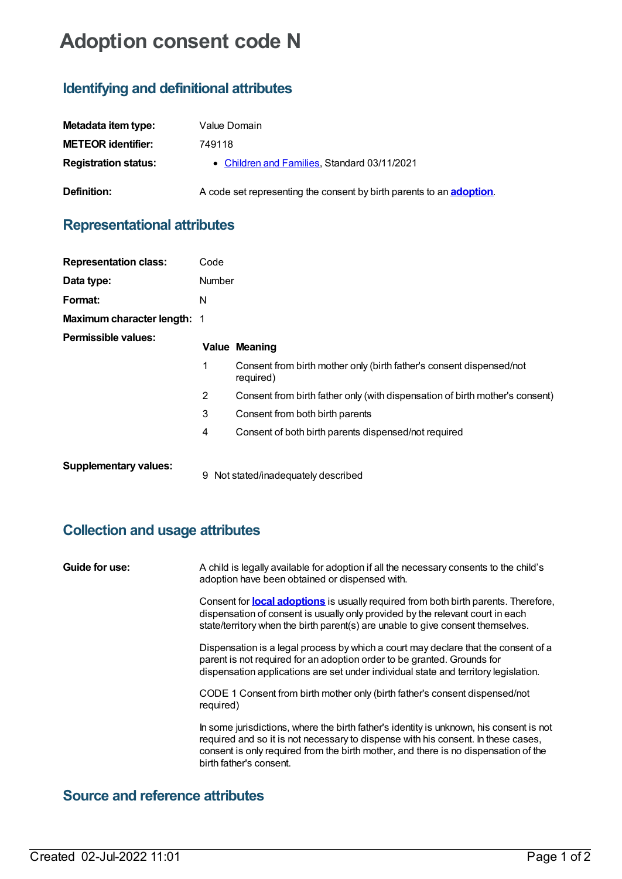# Adoption consent code N

## Identifying and definitional attributes

| | |
|---|---|
| **Metadata item type:** | Value Domain |
| **METEOR identifier:** | 749118 |
| **Registration status:** | • Children and Families, Standard 03/11/2021 |
| **Definition:** | A code set representing the consent by birth parents to an **adoption**. |

## Representational attributes

| | |
|---|---|
| **Representation class:** | Code |
| **Data type:** | Number |
| **Format:** | N |
| **Maximum character length:** | 1 |

**Permissible values:**

| Value | Meaning |
|---|---|
| 1 | Consent from birth mother only (birth father's consent dispensed/not required) |
| 2 | Consent from birth father only (with dispensation of birth mother's consent) |
| 3 | Consent from both birth parents |
| 4 | Consent of both birth parents dispensed/not required |

**Supplementary values:**

| Value | Meaning |
|---|---|
| 9 | Not stated/inadequately described |

## Collection and usage attributes

**Guide for use:**

A child is legally available for adoption if all the necessary consents to the child's adoption have been obtained or dispensed with.

Consent for **local adoptions** is usually required from both birth parents. Therefore, dispensation of consent is usually only provided by the relevant court in each state/territory when the birth parent(s) are unable to give consent themselves.

Dispensation is a legal process by which a court may declare that the consent of a parent is not required for an adoption order to be granted. Grounds for dispensation applications are set under individual state and territory legislation.

CODE 1 Consent from birth mother only (birth father's consent dispensed/not required)

In some jurisdictions, where the birth father's identity is unknown, his consent is not required and so it is not necessary to dispense with his consent. In these cases, consent is only required from the birth mother, and there is no dispensation of the birth father's consent.

## Source and reference attributes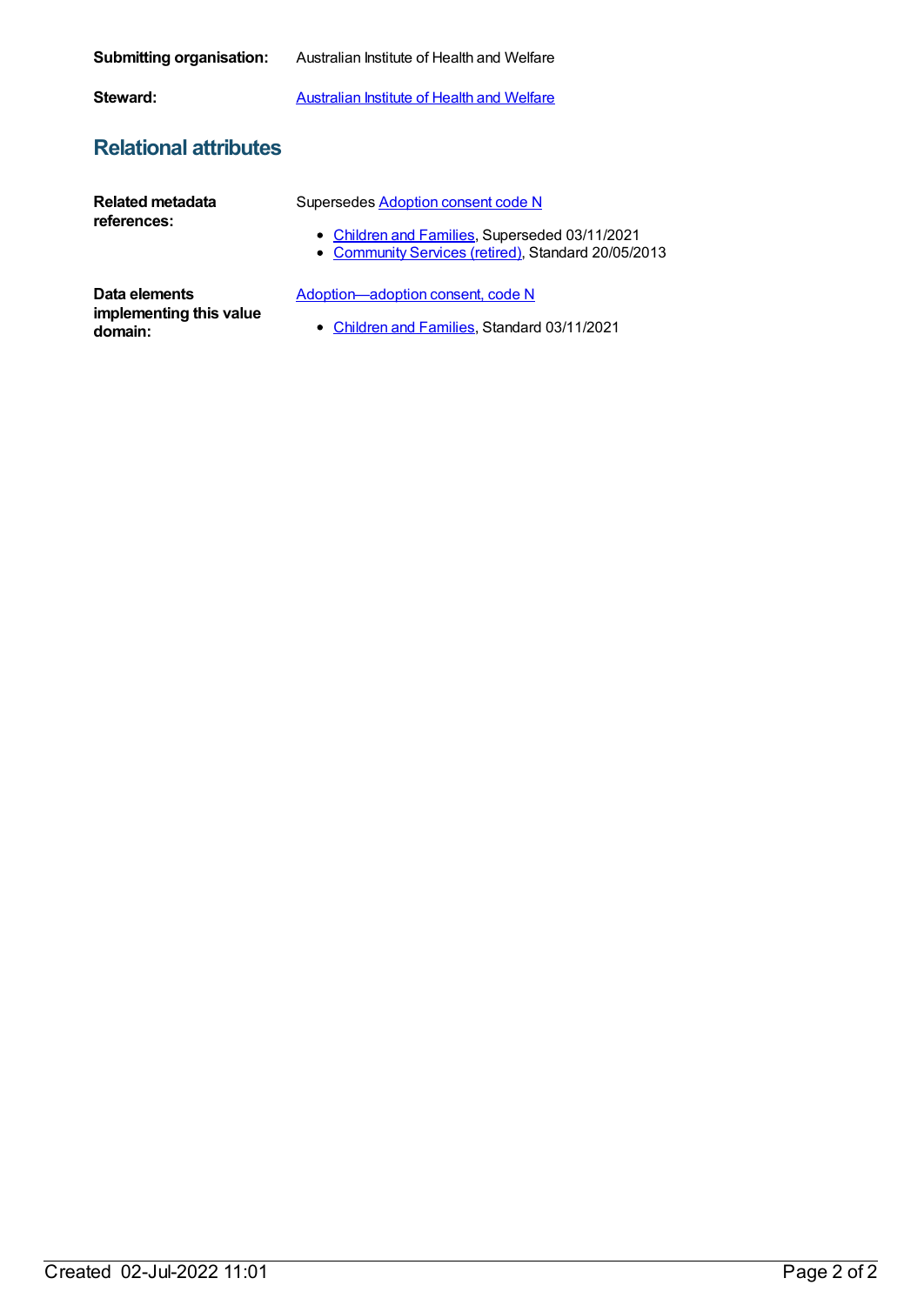**Submitting organisation:** Australian Institute of Health and Welfare

**Steward:** Australian Institute of Health and Welfare

## Relational attributes

**Related metadata references:**

Supersedes Adoption consent code N

- Children and Families, Superseded 03/11/2021
- Community Services (retired), Standard 20/05/2013

**Data elements implementing this value domain:**

Adoption—adoption consent, code N

- Children and Families, Standard 03/11/2021